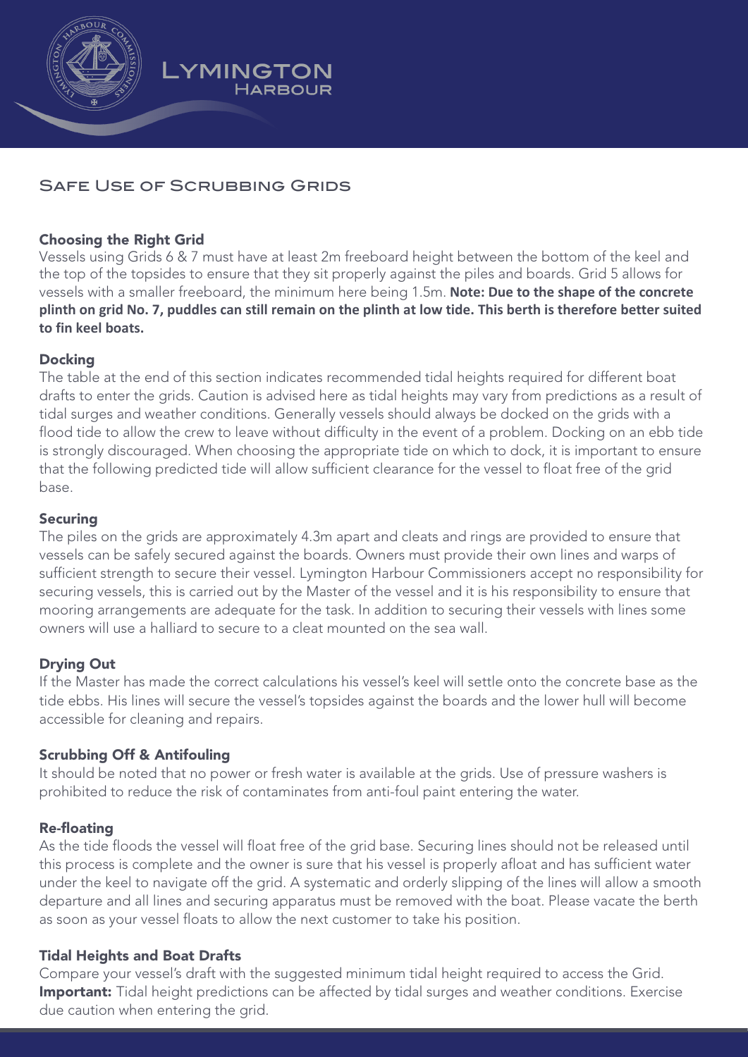# Lymington Harbour

## Safe Use of Scrubbing Grids

### Choosing the Right Grid

Vessels using Grids 6 & 7 must have at least 2m freeboard height between the bottom of the keel and the top of the topsides to ensure that they sit properly against the piles and boards. Grid 5 allows for vessels with a smaller freeboard, the minimum here being 1.5m. **Note: Due to the shape of the concrete plinth on grid No. 7, puddles can still remain on the plinth at low tide. This berth is therefore better suited to fin keel boats.**

### Docking

The table at the end of this section indicates recommended tidal heights required for different boat drafts to enter the grids. Caution is advised here as tidal heights may vary from predictions as a result of tidal surges and weather conditions. Generally vessels should always be docked on the grids with a flood tide to allow the crew to leave without difficulty in the event of a problem. Docking on an ebb tide is strongly discouraged. When choosing the appropriate tide on which to dock, it is important to ensure that the following predicted tide will allow sufficient clearance for the vessel to float free of the grid base.

### Securing

The piles on the grids are approximately 4.3m apart and cleats and rings are provided to ensure that vessels can be safely secured against the boards. Owners must provide their own lines and warps of sufficient strength to secure their vessel. Lymington Harbour Commissioners accept no responsibility for securing vessels, this is carried out by the Master of the vessel and it is his responsibility to ensure that mooring arrangements are adequate for the task. In addition to securing their vessels with lines some owners will use a halliard to secure to a cleat mounted on the sea wall.

### Drying Out

If the Master has made the correct calculations his vessel's keel will settle onto the concrete base as the tide ebbs. His lines will secure the vessel's topsides against the boards and the lower hull will become accessible for cleaning and repairs.

### Scrubbing Off & Antifouling

It should be noted that no power or fresh water is available at the grids. Use of pressure washers is prohibited to reduce the risk of contaminates from anti-foul paint entering the water.

### Re-floating

As the tide floods the vessel will float free of the grid base. Securing lines should not be released until this process is complete and the owner is sure that his vessel is properly afloat and has sufficient water under the keel to navigate off the grid. A systematic and orderly slipping of the lines will allow a smooth departure and all lines and securing apparatus must be removed with the boat. Please vacate the berth as soon as your vessel floats to allow the next customer to take his position.

### Tidal Heights and Boat Drafts

Compare your vessel's draft with the suggested minimum tidal height required to access the Grid.
**Important:** Tidal height predictions can be affected by tidal surges and weather conditions. Exercise due caution when entering the grid.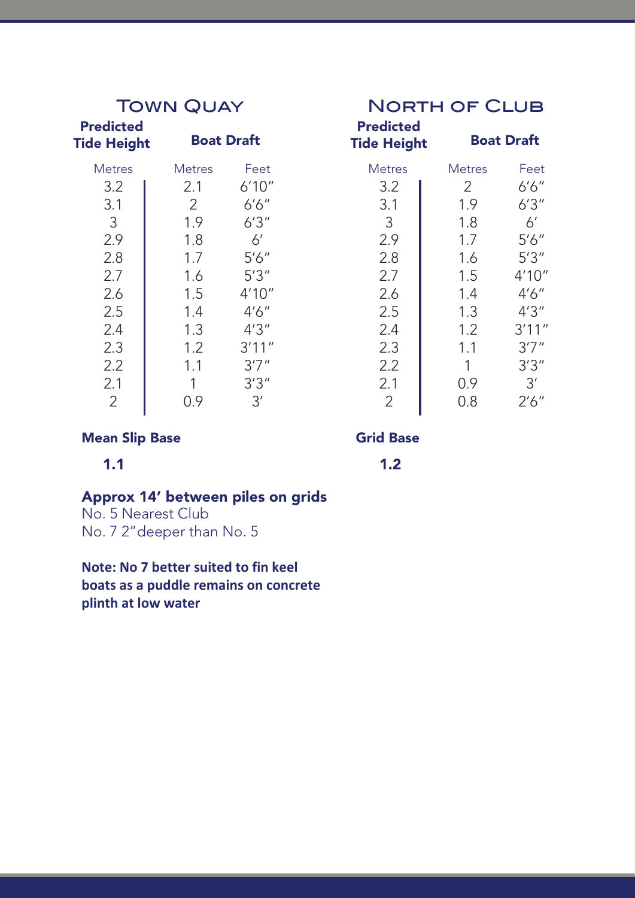## Town Quay

| Predicted Tide Height | Boat Draft | |
|---|---|---|
| Metres | Metres | Feet |
| 3.2 | 2.1 | 6'10" |
| 3.1 | 2 | 6'6" |
| 3 | 1.9 | 6'3" |
| 2.9 | 1.8 | 6' |
| 2.8 | 1.7 | 5'6" |
| 2.7 | 1.6 | 5'3" |
| 2.6 | 1.5 | 4'10" |
| 2.5 | 1.4 | 4'6" |
| 2.4 | 1.3 | 4'3" |
| 2.3 | 1.2 | 3'11" |
| 2.2 | 1.1 | 3'7" |
| 2.1 | 1 | 3'3" |
| 2 | 0.9 | 3' |

**Mean Slip Base**

**1.1**

## North of Club

| Predicted Tide Height | Boat Draft | |
|---|---|---|
| Metres | Metres | Feet |
| 3.2 | 2 | 6'6" |
| 3.1 | 1.9 | 6'3" |
| 3 | 1.8 | 6' |
| 2.9 | 1.7 | 5'6" |
| 2.8 | 1.6 | 5'3" |
| 2.7 | 1.5 | 4'10" |
| 2.6 | 1.4 | 4'6" |
| 2.5 | 1.3 | 4'3" |
| 2.4 | 1.2 | 3'11" |
| 2.3 | 1.1 | 3'7" |
| 2.2 | 1 | 3'3" |
| 2.1 | 0.9 | 3' |
| 2 | 0.8 | 2'6" |

**Grid Base**

**1.2**

### Approx 14' between piles on grids

No. 5 Nearest Club
No. 7 2"deeper than No. 5

**Note: No 7 better suited to fin keel boats as a puddle remains on concrete plinth at low water**